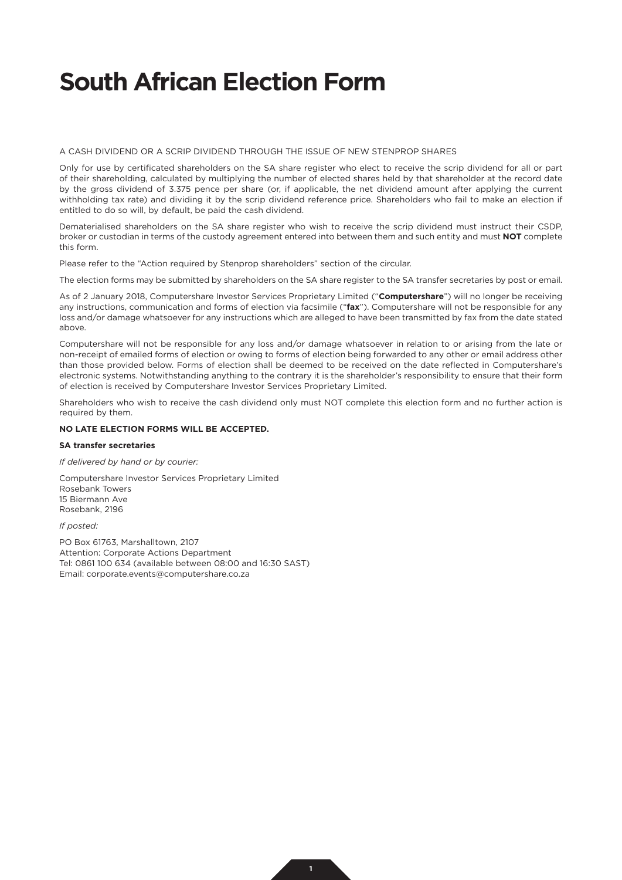# South African Election Form

A CASH DIVIDEND OR A SCRIP DIVIDEND THROUGH THE ISSUE OF NEW STENPROP SHARES

Only for use by certificated shareholders on the SA share register who elect to receive the scrip dividend for all or part of their shareholding, calculated by multiplying the number of elected shares held by that shareholder at the record date by the gross dividend of 3.375 pence per share (or, if applicable, the net dividend amount after applying the current withholding tax rate) and dividing it by the scrip dividend reference price. Shareholders who fail to make an election if entitled to do so will, by default, be paid the cash dividend.

Dematerialised shareholders on the SA share register who wish to receive the scrip dividend must instruct their CSDP, broker or custodian in terms of the custody agreement entered into between them and such entity and must **NOT** complete this form.

Please refer to the "Action required by Stenprop shareholders" section of the circular.

The election forms may be submitted by shareholders on the SA share register to the SA transfer secretaries by post or email.

As of 2 January 2018, Computershare Investor Services Proprietary Limited ("**Computershare**") will no longer be receiving any instructions, communication and forms of election via facsimile ("**fax**"). Computershare will not be responsible for any loss and/or damage whatsoever for any instructions which are alleged to have been transmitted by fax from the date stated above.

Computershare will not be responsible for any loss and/or damage whatsoever in relation to or arising from the late or non-receipt of emailed forms of election or owing to forms of election being forwarded to any other or email address other than those provided below. Forms of election shall be deemed to be received on the date reflected in Computershare's electronic systems. Notwithstanding anything to the contrary it is the shareholder's responsibility to ensure that their form of election is received by Computershare Investor Services Proprietary Limited.

Shareholders who wish to receive the cash dividend only must NOT complete this election form and no further action is required by them.

**NO LATE ELECTION FORMS WILL BE ACCEPTED.**

**SA transfer secretaries**

*If delivered by hand or by courier:*

Computershare Investor Services Proprietary Limited
Rosebank Towers
15 Biermann Ave
Rosebank, 2196

*If posted:*

PO Box 61763, Marshalltown, 2107
Attention: Corporate Actions Department
Tel: 0861 100 634 (available between 08:00 and 16:30 SAST)
Email: corporate.events@computershare.co.za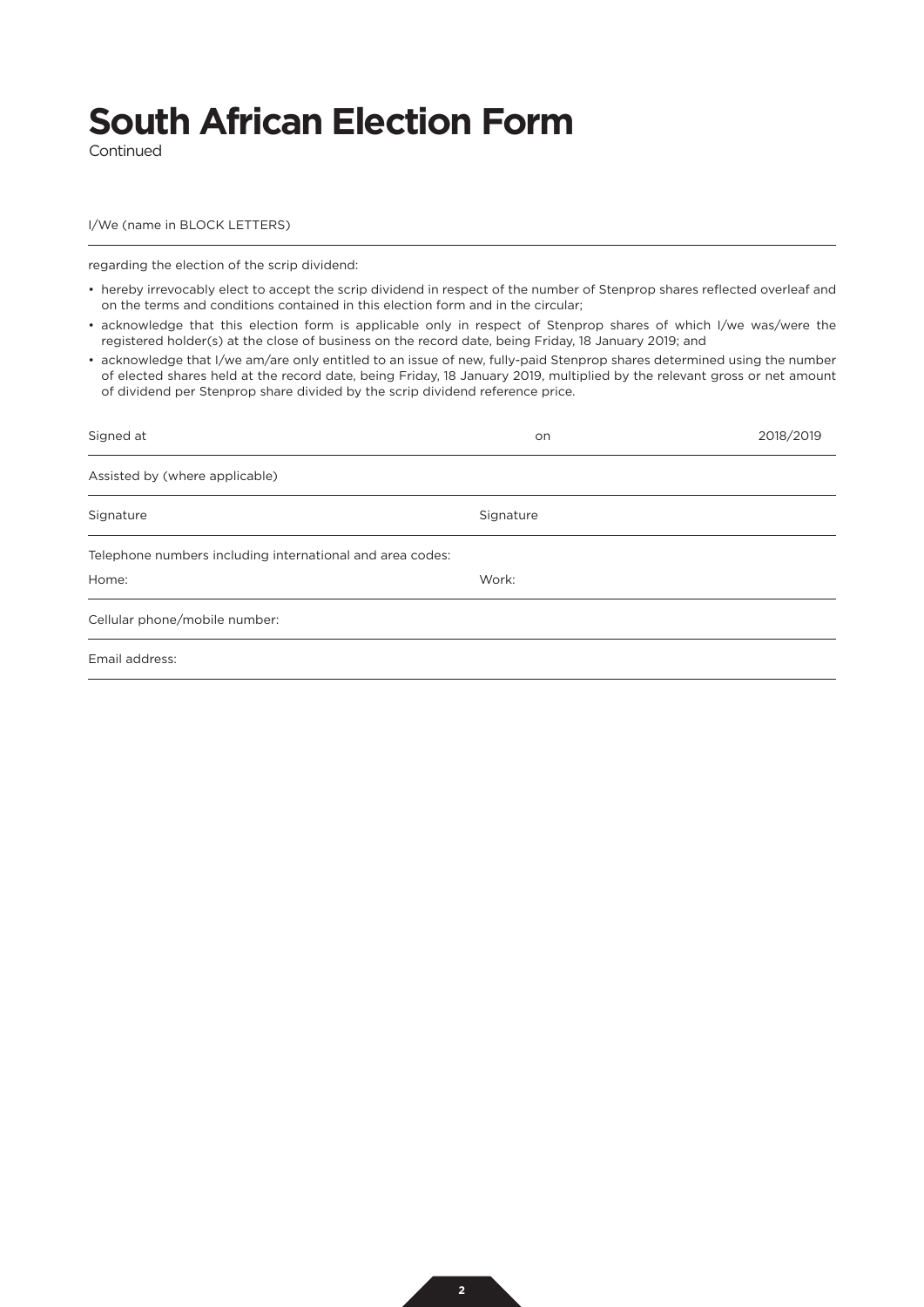# South African Election Form

Continued

I/We (name in BLOCK LETTERS)

---

regarding the election of the scrip dividend:

- hereby irrevocably elect to accept the scrip dividend in respect of the number of Stenprop shares reflected overleaf and on the terms and conditions contained in this election form and in the circular;
- acknowledge that this election form is applicable only in respect of Stenprop shares of which I/we was/were the registered holder(s) at the close of business on the record date, being Friday, 18 January 2019; and
- acknowledge that I/we am/are only entitled to an issue of new, fully-paid Stenprop shares determined using the number of elected shares held at the record date, being Friday, 18 January 2019, multiplied by the relevant gross or net amount of dividend per Stenprop share divided by the scrip dividend reference price.

Signed at on 2018/2019

---

Assisted by (where applicable)

---

Signature Signature

---

Telephone numbers including international and area codes:

Home: Work:

---

Cellular phone/mobile number:

---

Email address:

---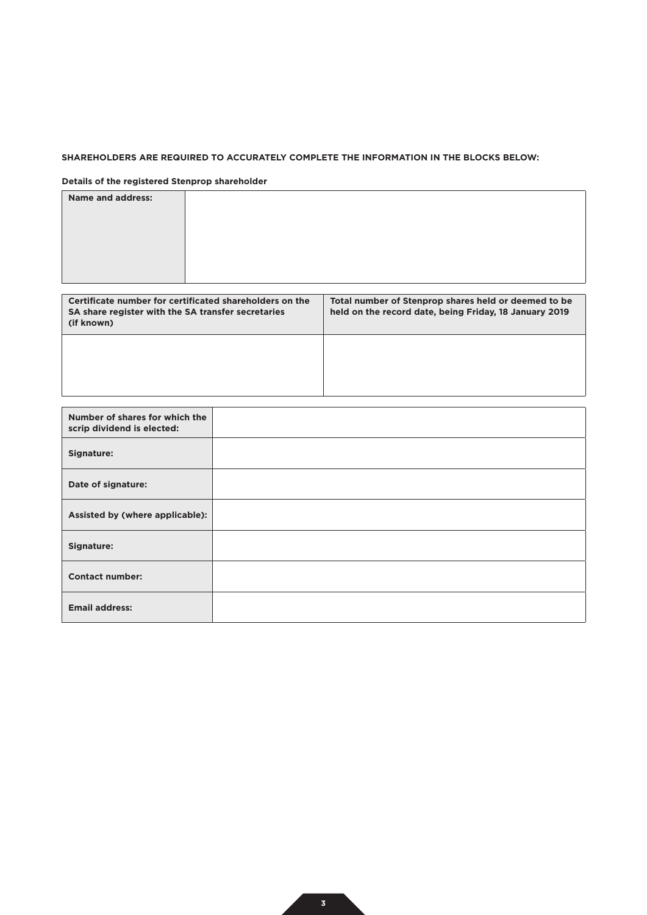**SHAREHOLDERS ARE REQUIRED TO ACCURATELY COMPLETE THE INFORMATION IN THE BLOCKS BELOW:**

**Details of the registered Stenprop shareholder**

| **Name and address:** | |
|---|---|

| **Certificate number for certificated shareholders on the SA share register with the SA transfer secretaries (if known)** | **Total number of Stenprop shares held or deemed to be held on the record date, being Friday, 18 January 2019** |
|---|---|
| | |

| **Number of shares for which the scrip dividend is elected:** | |
|---|---|
| **Signature:** | |
| **Date of signature:** | |
| **Assisted by (where applicable):** | |
| **Signature:** | |
| **Contact number:** | |
| **Email address:** | |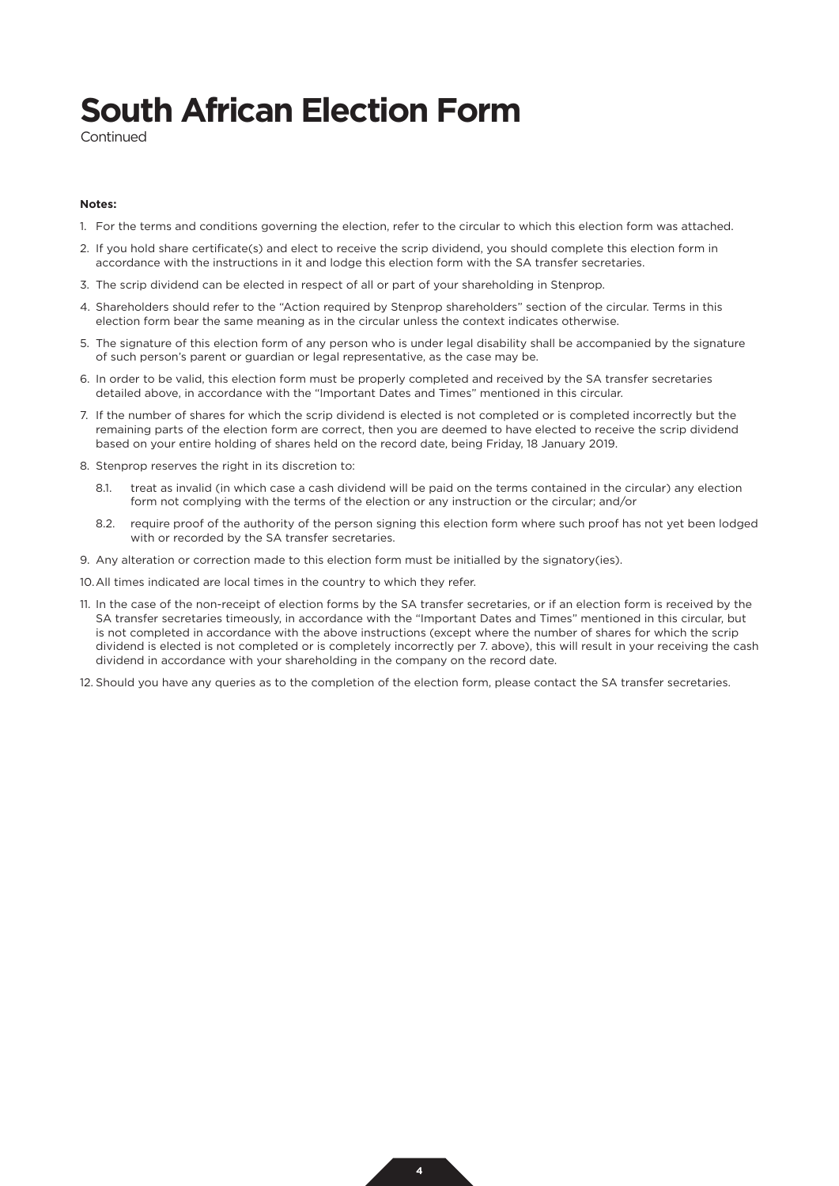# South African Election Form

Continued

**Notes:**

1. For the terms and conditions governing the election, refer to the circular to which this election form was attached.
2. If you hold share certificate(s) and elect to receive the scrip dividend, you should complete this election form in accordance with the instructions in it and lodge this election form with the SA transfer secretaries.
3. The scrip dividend can be elected in respect of all or part of your shareholding in Stenprop.
4. Shareholders should refer to the "Action required by Stenprop shareholders" section of the circular. Terms in this election form bear the same meaning as in the circular unless the context indicates otherwise.
5. The signature of this election form of any person who is under legal disability shall be accompanied by the signature of such person's parent or guardian or legal representative, as the case may be.
6. In order to be valid, this election form must be properly completed and received by the SA transfer secretaries detailed above, in accordance with the "Important Dates and Times" mentioned in this circular.
7. If the number of shares for which the scrip dividend is elected is not completed or is completed incorrectly but the remaining parts of the election form are correct, then you are deemed to have elected to receive the scrip dividend based on your entire holding of shares held on the record date, being Friday, 18 January 2019.
8. Stenprop reserves the right in its discretion to:
   8.1. treat as invalid (in which case a cash dividend will be paid on the terms contained in the circular) any election form not complying with the terms of the election or any instruction or the circular; and/or
   8.2. require proof of the authority of the person signing this election form where such proof has not yet been lodged with or recorded by the SA transfer secretaries.
9. Any alteration or correction made to this election form must be initialled by the signatory(ies).
10. All times indicated are local times in the country to which they refer.
11. In the case of the non-receipt of election forms by the SA transfer secretaries, or if an election form is received by the SA transfer secretaries timeously, in accordance with the "Important Dates and Times" mentioned in this circular, but is not completed in accordance with the above instructions (except where the number of shares for which the scrip dividend is elected is not completed or is completely incorrectly per 7. above), this will result in your receiving the cash dividend in accordance with your shareholding in the company on the record date.
12. Should you have any queries as to the completion of the election form, please contact the SA transfer secretaries.